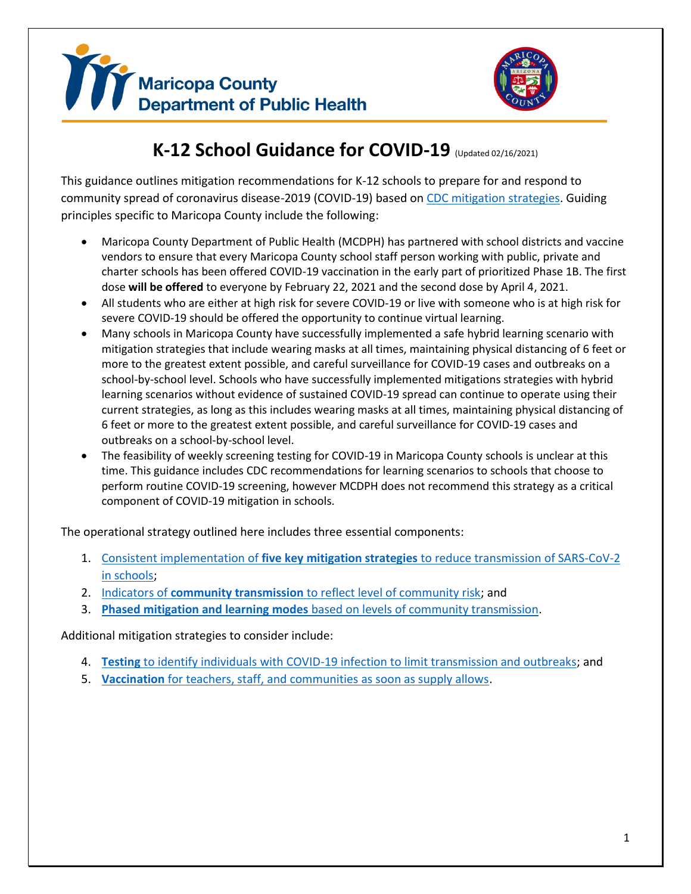Maricopa County
Department of Public Health

# K-12 School Guidance for COVID-19 (Updated 02/16/2021)

This guidance outlines mitigation recommendations for K-12 schools to prepare for and respond to community spread of coronavirus disease-2019 (COVID-19) based on CDC mitigation strategies. Guiding principles specific to Maricopa County include the following:

- Maricopa County Department of Public Health (MCDPH) has partnered with school districts and vaccine vendors to ensure that every Maricopa County school staff person working with public, private and charter schools has been offered COVID-19 vaccination in the early part of prioritized Phase 1B. The first dose **will be offered** to everyone by February 22, 2021 and the second dose by April 4, 2021.
- All students who are either at high risk for severe COVID-19 or live with someone who is at high risk for severe COVID-19 should be offered the opportunity to continue virtual learning.
- Many schools in Maricopa County have successfully implemented a safe hybrid learning scenario with mitigation strategies that include wearing masks at all times, maintaining physical distancing of 6 feet or more to the greatest extent possible, and careful surveillance for COVID-19 cases and outbreaks on a school-by-school level. Schools who have successfully implemented mitigations strategies with hybrid learning scenarios without evidence of sustained COVID-19 spread can continue to operate using their current strategies, as long as this includes wearing masks at all times, maintaining physical distancing of 6 feet or more to the greatest extent possible, and careful surveillance for COVID-19 cases and outbreaks on a school-by-school level.
- The feasibility of weekly screening testing for COVID-19 in Maricopa County schools is unclear at this time. This guidance includes CDC recommendations for learning scenarios to schools that choose to perform routine COVID-19 screening, however MCDPH does not recommend this strategy as a critical component of COVID-19 mitigation in schools.

The operational strategy outlined here includes three essential components:

1. Consistent implementation of **five key mitigation strategies** to reduce transmission of SARS-CoV-2 in schools;
2. Indicators of **community transmission** to reflect level of community risk; and
3. **Phased mitigation and learning modes** based on levels of community transmission.

Additional mitigation strategies to consider include:

4. **Testing** to identify individuals with COVID-19 infection to limit transmission and outbreaks; and
5. **Vaccination** for teachers, staff, and communities as soon as supply allows.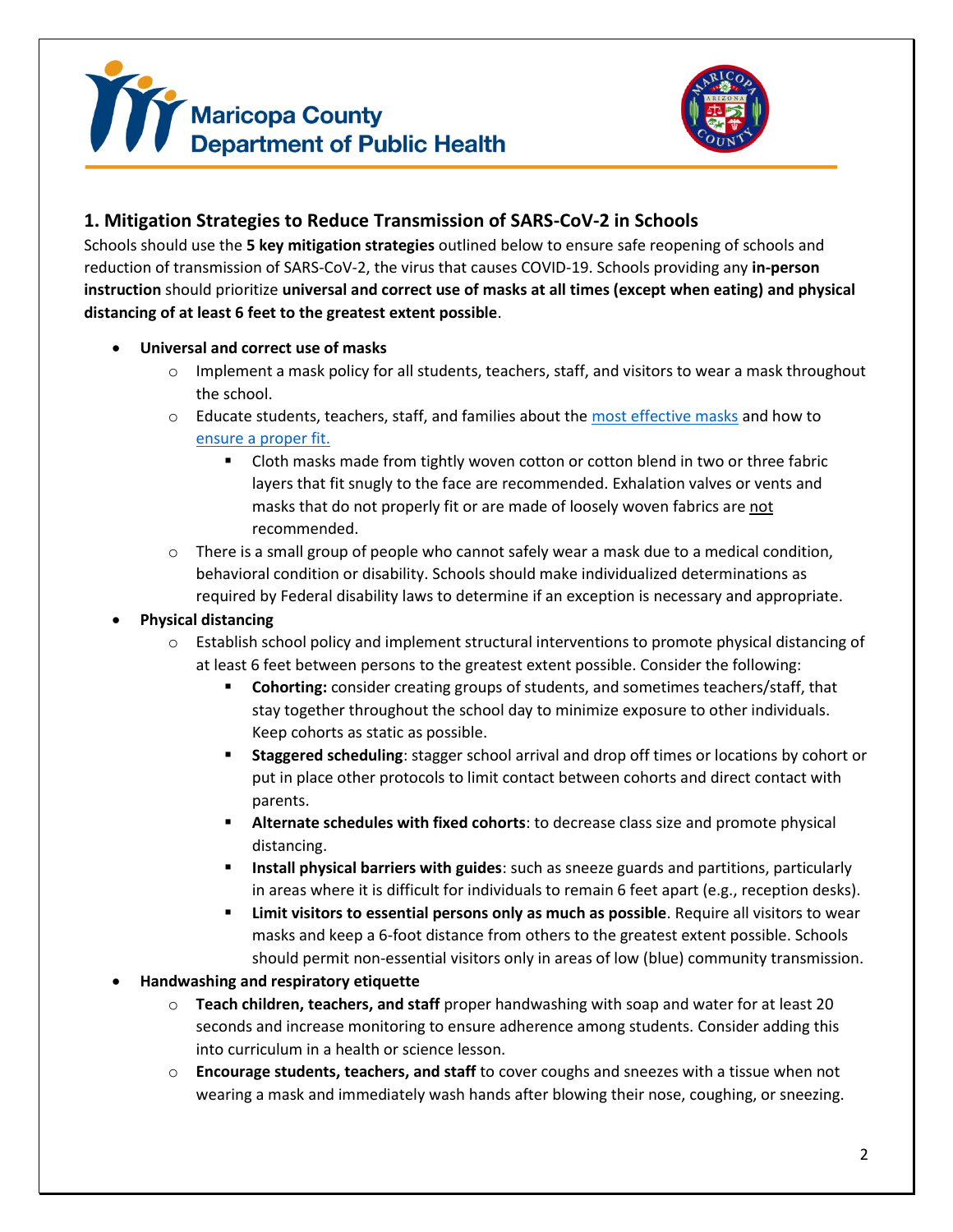## 1. Mitigation Strategies to Reduce Transmission of SARS-CoV-2 in Schools

Schools should use the **5 key mitigation strategies** outlined below to ensure safe reopening of schools and reduction of transmission of SARS-CoV-2, the virus that causes COVID-19. Schools providing any **in-person instruction** should prioritize **universal and correct use of masks at all times (except when eating) and physical distancing of at least 6 feet to the greatest extent possible**.

- **Universal and correct use of masks**
  - Implement a mask policy for all students, teachers, staff, and visitors to wear a mask throughout the school.
  - Educate students, teachers, staff, and families about the most effective masks and how to ensure a proper fit.
    - Cloth masks made from tightly woven cotton or cotton blend in two or three fabric layers that fit snugly to the face are recommended. Exhalation valves or vents and masks that do not properly fit or are made of loosely woven fabrics are not recommended.
  - There is a small group of people who cannot safely wear a mask due to a medical condition, behavioral condition or disability. Schools should make individualized determinations as required by Federal disability laws to determine if an exception is necessary and appropriate.
- **Physical distancing**
  - Establish school policy and implement structural interventions to promote physical distancing of at least 6 feet between persons to the greatest extent possible. Consider the following:
    - **Cohorting:** consider creating groups of students, and sometimes teachers/staff, that stay together throughout the school day to minimize exposure to other individuals. Keep cohorts as static as possible.
    - **Staggered scheduling**: stagger school arrival and drop off times or locations by cohort or put in place other protocols to limit contact between cohorts and direct contact with parents.
    - **Alternate schedules with fixed cohorts**: to decrease class size and promote physical distancing.
    - **Install physical barriers with guides**: such as sneeze guards and partitions, particularly in areas where it is difficult for individuals to remain 6 feet apart (e.g., reception desks).
    - **Limit visitors to essential persons only as much as possible**. Require all visitors to wear masks and keep a 6-foot distance from others to the greatest extent possible. Schools should permit non-essential visitors only in areas of low (blue) community transmission.
- **Handwashing and respiratory etiquette**
  - **Teach children, teachers, and staff** proper handwashing with soap and water for at least 20 seconds and increase monitoring to ensure adherence among students. Consider adding this into curriculum in a health or science lesson.
  - **Encourage students, teachers, and staff** to cover coughs and sneezes with a tissue when not wearing a mask and immediately wash hands after blowing their nose, coughing, or sneezing.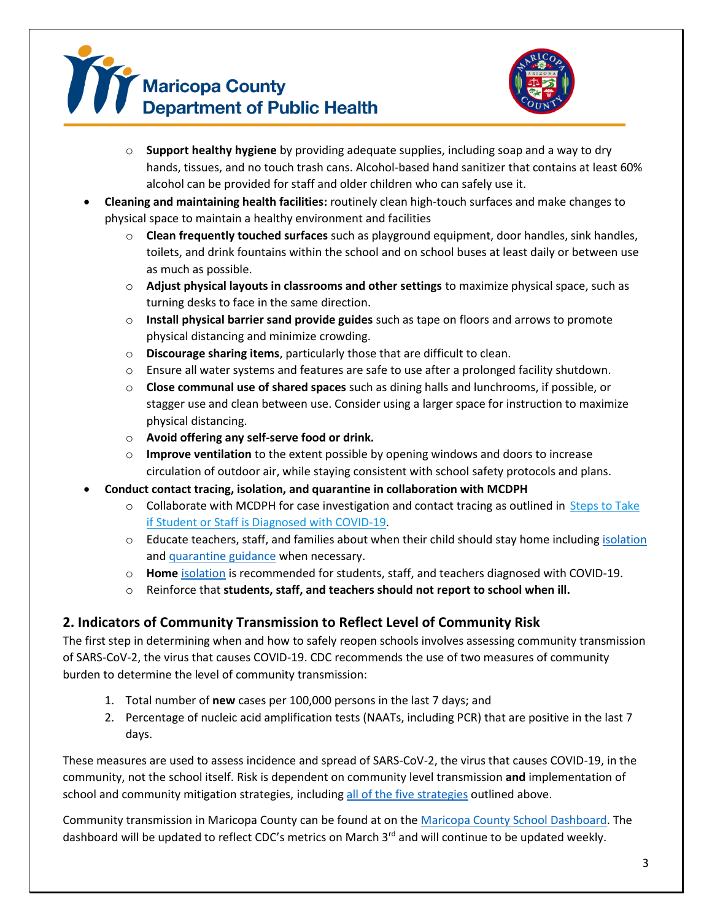- **Support healthy hygiene** by providing adequate supplies, including soap and a way to dry hands, tissues, and no touch trash cans. Alcohol-based hand sanitizer that contains at least 60% alcohol can be provided for staff and older children who can safely use it.
- **Cleaning and maintaining health facilities:** routinely clean high-touch surfaces and make changes to physical space to maintain a healthy environment and facilities
   - **Clean frequently touched surfaces** such as playground equipment, door handles, sink handles, toilets, and drink fountains within the school and on school buses at least daily or between use as much as possible.
   - **Adjust physical layouts in classrooms and other settings** to maximize physical space, such as turning desks to face in the same direction.
   - **Install physical barrier sand provide guides** such as tape on floors and arrows to promote physical distancing and minimize crowding.
   - **Discourage sharing items**, particularly those that are difficult to clean.
   - Ensure all water systems and features are safe to use after a prolonged facility shutdown.
   - **Close communal use of shared spaces** such as dining halls and lunchrooms, if possible, or stagger use and clean between use. Consider using a larger space for instruction to maximize physical distancing.
   - **Avoid offering any self-serve food or drink.**
   - **Improve ventilation** to the extent possible by opening windows and doors to increase circulation of outdoor air, while staying consistent with school safety protocols and plans.
- **Conduct contact tracing, isolation, and quarantine in collaboration with MCDPH**
   - Collaborate with MCDPH for case investigation and contact tracing as outlined in Steps to Take if Student or Staff is Diagnosed with COVID-19.
   - Educate teachers, staff, and families about when their child should stay home including isolation and quarantine guidance when necessary.
   - **Home** isolation is recommended for students, staff, and teachers diagnosed with COVID-19.
   - Reinforce that **students, staff, and teachers should not report to school when ill.**

## 2. Indicators of Community Transmission to Reflect Level of Community Risk

The first step in determining when and how to safely reopen schools involves assessing community transmission of SARS-CoV-2, the virus that causes COVID-19. CDC recommends the use of two measures of community burden to determine the level of community transmission:

1. Total number of **new** cases per 100,000 persons in the last 7 days; and
2. Percentage of nucleic acid amplification tests (NAATs, including PCR) that are positive in the last 7 days.

These measures are used to assess incidence and spread of SARS-CoV-2, the virus that causes COVID-19, in the community, not the school itself. Risk is dependent on community level transmission **and** implementation of school and community mitigation strategies, including all of the five strategies outlined above.

Community transmission in Maricopa County can be found at on the Maricopa County School Dashboard. The dashboard will be updated to reflect CDC's metrics on March 3rd and will continue to be updated weekly.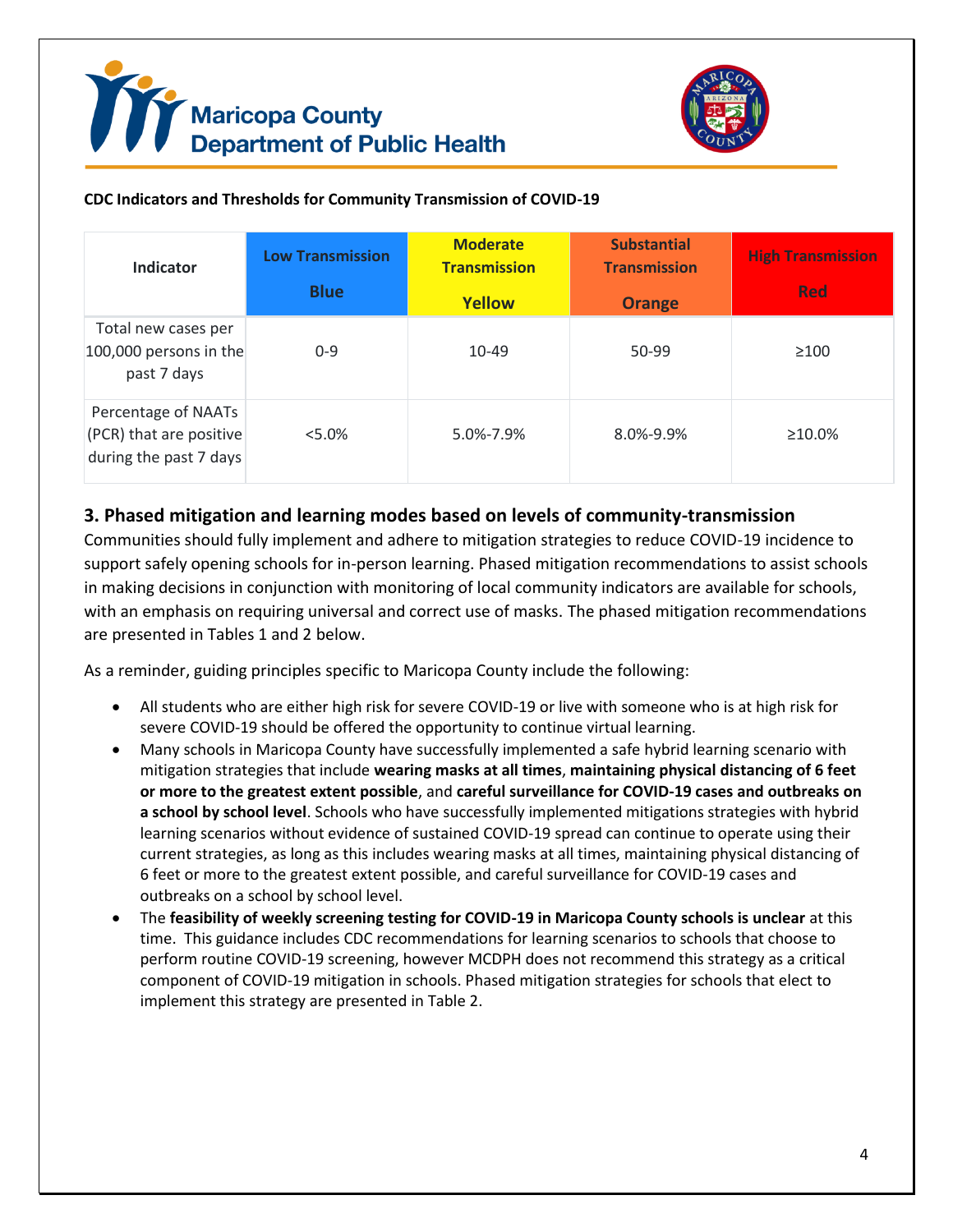**CDC Indicators and Thresholds for Community Transmission of COVID-19**

| Indicator | Low Transmission Blue | Moderate Transmission Yellow | Substantial Transmission Orange | High Transmission Red |
|---|---|---|---|---|
| Total new cases per 100,000 persons in the past 7 days | 0-9 | 10-49 | 50-99 | ≥100 |
| Percentage of NAATs (PCR) that are positive during the past 7 days | <5.0% | 5.0%-7.9% | 8.0%-9.9% | ≥10.0% |

## 3. Phased mitigation and learning modes based on levels of community-transmission

Communities should fully implement and adhere to mitigation strategies to reduce COVID-19 incidence to support safely opening schools for in-person learning. Phased mitigation recommendations to assist schools in making decisions in conjunction with monitoring of local community indicators are available for schools, with an emphasis on requiring universal and correct use of masks. The phased mitigation recommendations are presented in Tables 1 and 2 below.

As a reminder, guiding principles specific to Maricopa County include the following:

- All students who are either high risk for severe COVID-19 or live with someone who is at high risk for severe COVID-19 should be offered the opportunity to continue virtual learning.
- Many schools in Maricopa County have successfully implemented a safe hybrid learning scenario with mitigation strategies that include **wearing masks at all times**, **maintaining physical distancing of 6 feet or more to the greatest extent possible**, and **careful surveillance for COVID-19 cases and outbreaks on a school by school level**. Schools who have successfully implemented mitigations strategies with hybrid learning scenarios without evidence of sustained COVID-19 spread can continue to operate using their current strategies, as long as this includes wearing masks at all times, maintaining physical distancing of 6 feet or more to the greatest extent possible, and careful surveillance for COVID-19 cases and outbreaks on a school by school level.
- The **feasibility of weekly screening testing for COVID-19 in Maricopa County schools is unclear** at this time. This guidance includes CDC recommendations for learning scenarios to schools that choose to perform routine COVID-19 screening, however MCDPH does not recommend this strategy as a critical component of COVID-19 mitigation in schools. Phased mitigation strategies for schools that elect to implement this strategy are presented in Table 2.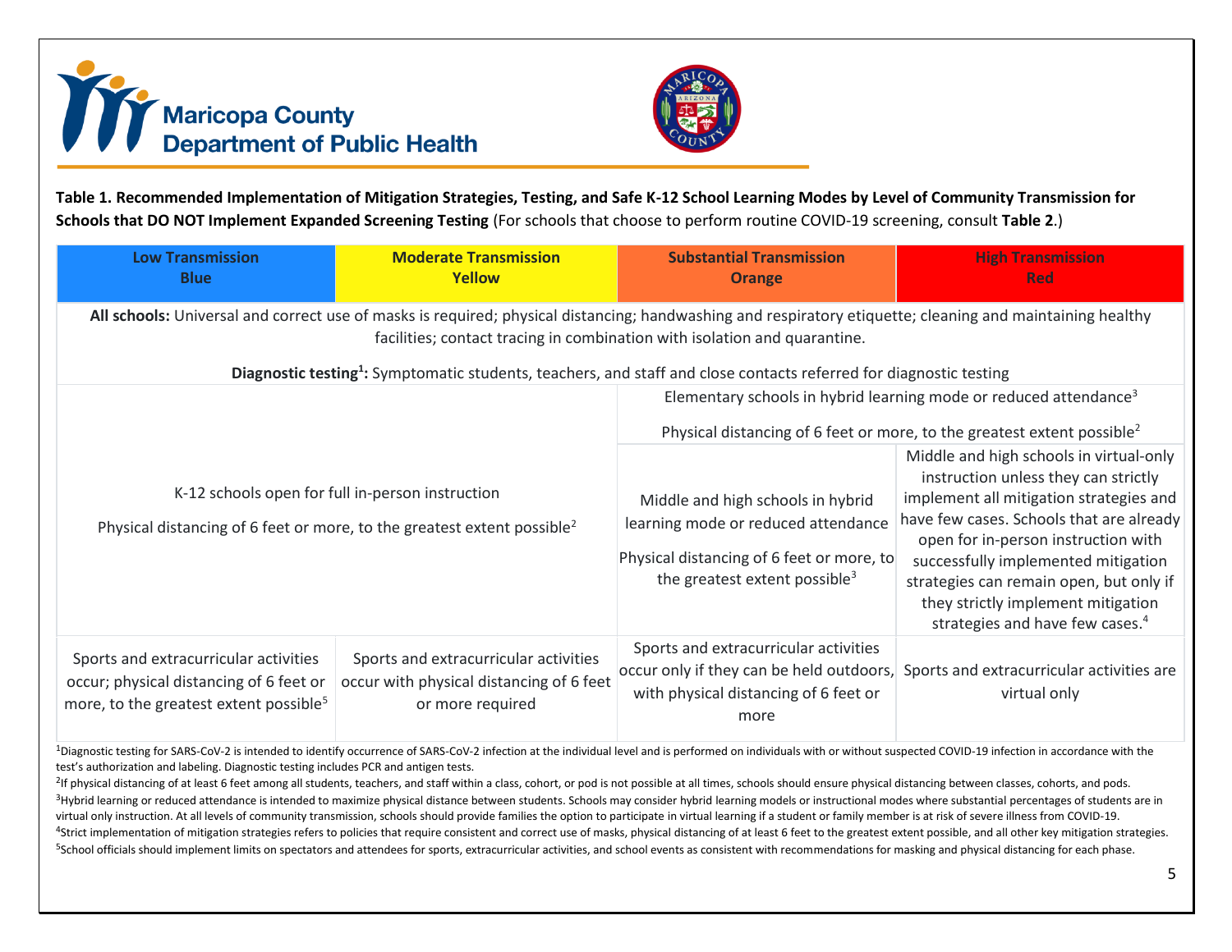**Maricopa County Department of Public Health**

**Table 1. Recommended Implementation of Mitigation Strategies, Testing, and Safe K-12 School Learning Modes by Level of Community Transmission for Schools that DO NOT Implement Expanded Screening Testing** (For schools that choose to perform routine COVID-19 screening, consult **Table 2**.)

| Low Transmission Blue | Moderate Transmission Yellow | Substantial Transmission Orange | High Transmission Red |
|---|---|---|---|
| **All schools:** Universal and correct use of masks is required; physical distancing; handwashing and respiratory etiquette; cleaning and maintaining healthy facilities; contact tracing in combination with isolation and quarantine. **Diagnostic testing**[1]**:** Symptomatic students, teachers, and staff and close contacts referred for diagnostic testing | | | |
| K-12 schools open for full in-person instruction. Physical distancing of 6 feet or more, to the greatest extent possible[2] | | Elementary schools in hybrid learning mode or reduced attendance[3]. Physical distancing of 6 feet or more, to the greatest extent possible[2] | |
| | | Middle and high schools in hybrid learning mode or reduced attendance. Physical distancing of 6 feet or more, to the greatest extent possible[3] | Middle and high schools in virtual-only instruction unless they can strictly implement all mitigation strategies and have few cases. Schools that are already open for in-person instruction with successfully implemented mitigation strategies can remain open, but only if they strictly implement mitigation strategies and have few cases.[4] |
| Sports and extracurricular activities occur; physical distancing of 6 feet or more, to the greatest extent possible[5] | Sports and extracurricular activities occur with physical distancing of 6 feet or more required | Sports and extracurricular activities occur only if they can be held outdoors, with physical distancing of 6 feet or more | Sports and extracurricular activities are virtual only |

[1]Diagnostic testing for SARS-CoV-2 is intended to identify occurrence of SARS-CoV-2 infection at the individual level and is performed on individuals with or without suspected COVID-19 infection in accordance with the test's authorization and labeling. Diagnostic testing includes PCR and antigen tests.

[2]If physical distancing of at least 6 feet among all students, teachers, and staff within a class, cohort, or pod is not possible at all times, schools should ensure physical distancing between classes, cohorts, and pods.

[3]Hybrid learning or reduced attendance is intended to maximize physical distance between students. Schools may consider hybrid learning models or instructional modes where substantial percentages of students are in virtual only instruction. At all levels of community transmission, schools should provide families the option to participate in virtual learning if a student or family member is at risk of severe illness from COVID-19.

[4]Strict implementation of mitigation strategies refers to policies that require consistent and correct use of masks, physical distancing of at least 6 feet to the greatest extent possible, and all other key mitigation strategies.

[5]School officials should implement limits on spectators and attendees for sports, extracurricular activities, and school events as consistent with recommendations for masking and physical distancing for each phase.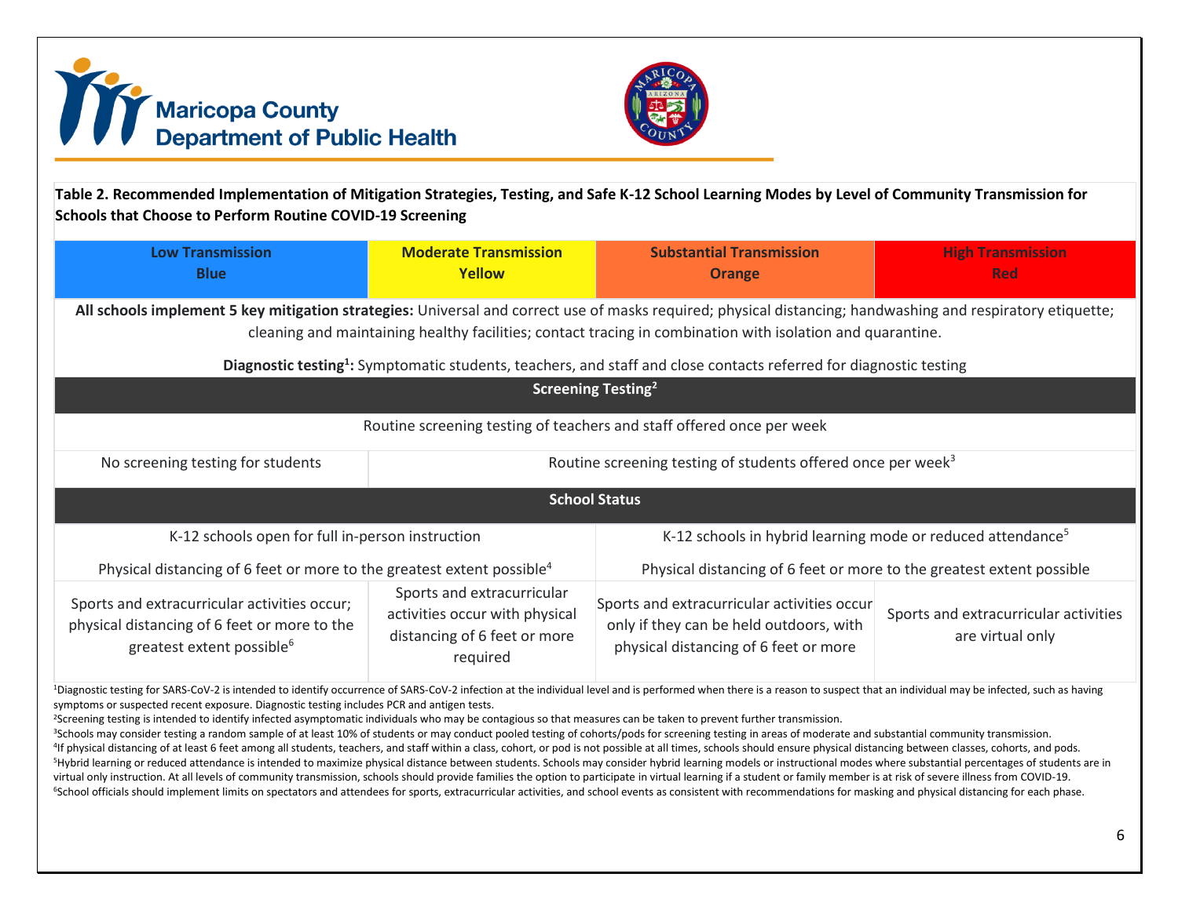Maricopa County Department of Public Health

**Table 2. Recommended Implementation of Mitigation Strategies, Testing, and Safe K-12 School Learning Modes by Level of Community Transmission for Schools that Choose to Perform Routine COVID-19 Screening**

| **Low Transmission Blue** | **Moderate Transmission Yellow** | **Substantial Transmission Orange** | **High Transmission Red** |
|---|---|---|---|
| **All schools implement 5 key mitigation strategies:** Universal and correct use of masks required; physical distancing; handwashing and respiratory etiquette; cleaning and maintaining healthy facilities; contact tracing in combination with isolation and quarantine. **Diagnostic testing[1]:** Symptomatic students, teachers, and staff and close contacts referred for diagnostic testing | | | |
| **Screening Testing[2]** | | | |
| Routine screening testing of teachers and staff offered once per week | | | |
| No screening testing for students | Routine screening testing of students offered once per week[3] | | |
| **School Status** | | | |
| K-12 schools open for full in-person instruction. Physical distancing of 6 feet or more to the greatest extent possible[4] | | K-12 schools in hybrid learning mode or reduced attendance[5]. Physical distancing of 6 feet or more to the greatest extent possible | |
| Sports and extracurricular activities occur; physical distancing of 6 feet or more to the greatest extent possible[6] | Sports and extracurricular activities occur with physical distancing of 6 feet or more required | Sports and extracurricular activities occur only if they can be held outdoors, with physical distancing of 6 feet or more | Sports and extracurricular activities are virtual only |

[1]Diagnostic testing for SARS-CoV-2 is intended to identify occurrence of SARS-CoV-2 infection at the individual level and is performed when there is a reason to suspect that an individual may be infected, such as having symptoms or suspected recent exposure. Diagnostic testing includes PCR and antigen tests.

[2]Screening testing is intended to identify infected asymptomatic individuals who may be contagious so that measures can be taken to prevent further transmission.

[3]Schools may consider testing a random sample of at least 10% of students or may conduct pooled testing of cohorts/pods for screening testing in areas of moderate and substantial community transmission.

[4]If physical distancing of at least 6 feet among all students, teachers, and staff within a class, cohort, or pod is not possible at all times, schools should ensure physical distancing between classes, cohorts, and pods.

[5]Hybrid learning or reduced attendance is intended to maximize physical distance between students. Schools may consider hybrid learning models or instructional modes where substantial percentages of students are in virtual only instruction. At all levels of community transmission, schools should provide families the option to participate in virtual learning if a student or family member is at risk of severe illness from COVID-19.

[6]School officials should implement limits on spectators and attendees for sports, extracurricular activities, and school events as consistent with recommendations for masking and physical distancing for each phase.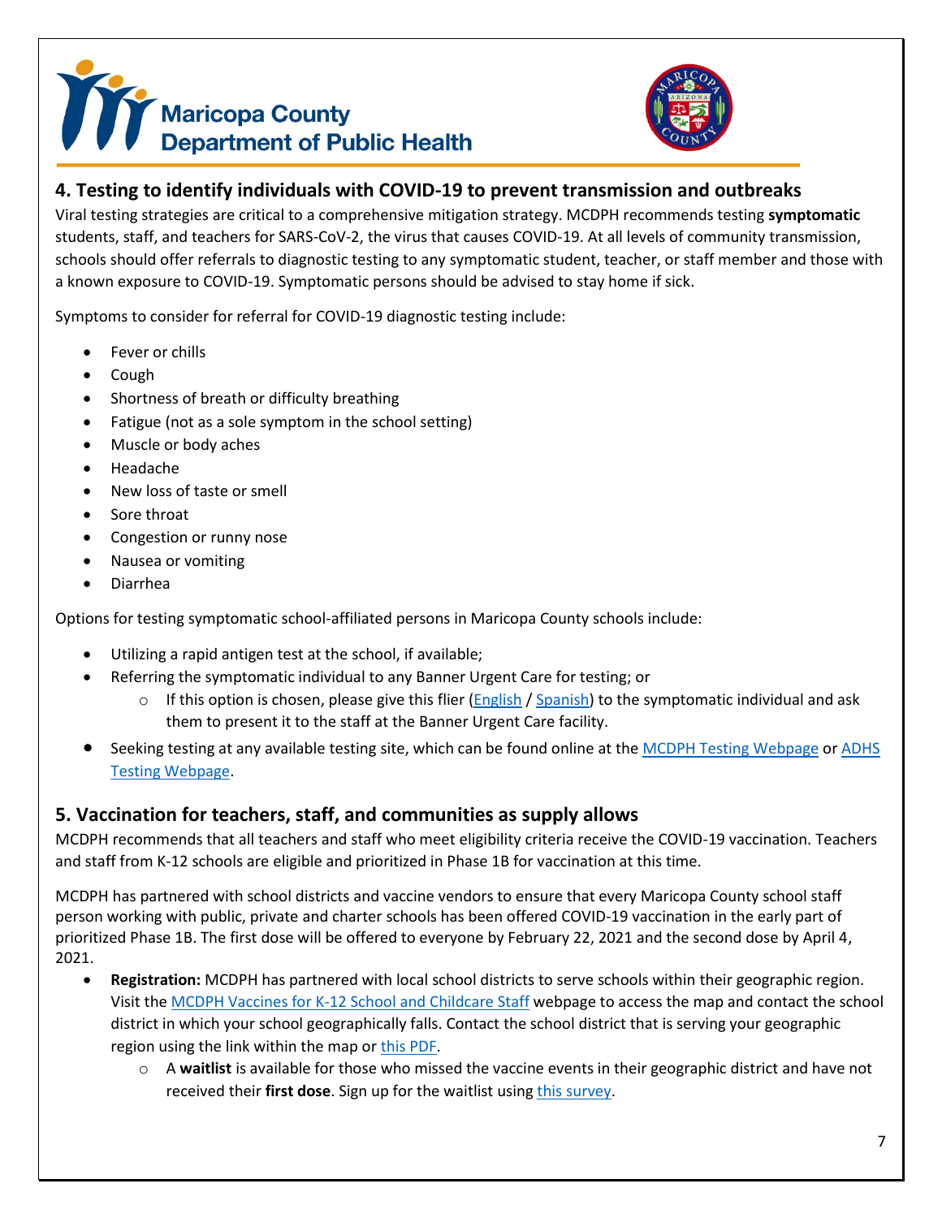## 4. Testing to identify individuals with COVID-19 to prevent transmission and outbreaks

Viral testing strategies are critical to a comprehensive mitigation strategy. MCDPH recommends testing **symptomatic** students, staff, and teachers for SARS-CoV-2, the virus that causes COVID-19. At all levels of community transmission, schools should offer referrals to diagnostic testing to any symptomatic student, teacher, or staff member and those with a known exposure to COVID-19. Symptomatic persons should be advised to stay home if sick.

Symptoms to consider for referral for COVID-19 diagnostic testing include:

- Fever or chills
- Cough
- Shortness of breath or difficulty breathing
- Fatigue (not as a sole symptom in the school setting)
- Muscle or body aches
- Headache
- New loss of taste or smell
- Sore throat
- Congestion or runny nose
- Nausea or vomiting
- Diarrhea

Options for testing symptomatic school-affiliated persons in Maricopa County schools include:

- Utilizing a rapid antigen test at the school, if available;
- Referring the symptomatic individual to any Banner Urgent Care for testing; or
  - If this option is chosen, please give this flier (English / Spanish) to the symptomatic individual and ask them to present it to the staff at the Banner Urgent Care facility.
- Seeking testing at any available testing site, which can be found online at the MCDPH Testing Webpage or ADHS Testing Webpage.

## 5. Vaccination for teachers, staff, and communities as supply allows

MCDPH recommends that all teachers and staff who meet eligibility criteria receive the COVID-19 vaccination. Teachers and staff from K-12 schools are eligible and prioritized in Phase 1B for vaccination at this time.

MCDPH has partnered with school districts and vaccine vendors to ensure that every Maricopa County school staff person working with public, private and charter schools has been offered COVID-19 vaccination in the early part of prioritized Phase 1B. The first dose will be offered to everyone by February 22, 2021 and the second dose by April 4, 2021.

- **Registration:** MCDPH has partnered with local school districts to serve schools within their geographic region. Visit the MCDPH Vaccines for K-12 School and Childcare Staff webpage to access the map and contact the school district in which your school geographically falls. Contact the school district that is serving your geographic region using the link within the map or this PDF.
  - A **waitlist** is available for those who missed the vaccine events in their geographic district and have not received their **first dose**. Sign up for the waitlist using this survey.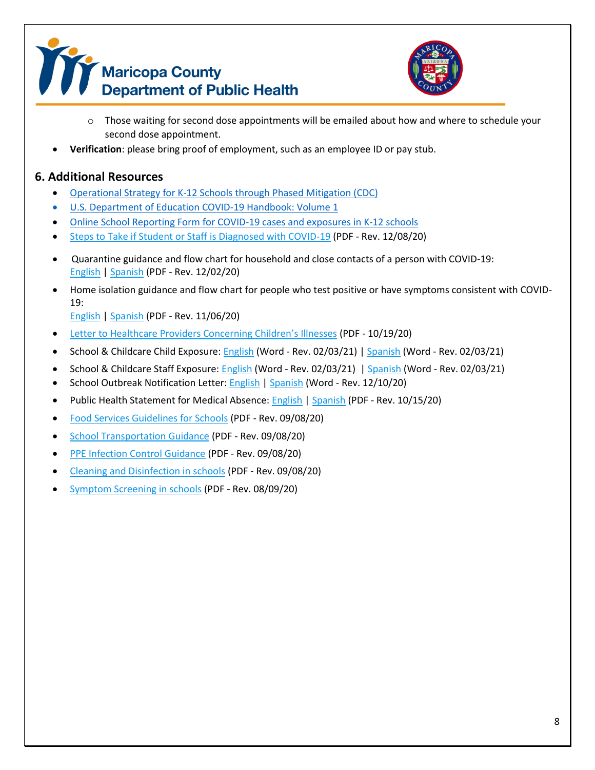- Those waiting for second dose appointments will be emailed about how and where to schedule your second dose appointment.

- **Verification**: please bring proof of employment, such as an employee ID or pay stub.

## 6. Additional Resources

- Operational Strategy for K-12 Schools through Phased Mitigation (CDC)
- U.S. Department of Education COVID-19 Handbook: Volume 1
- Online School Reporting Form for COVID-19 cases and exposures in K-12 schools
- Steps to Take if Student or Staff is Diagnosed with COVID-19 (PDF - Rev. 12/08/20)
- Quarantine guidance and flow chart for household and close contacts of a person with COVID-19: English | Spanish (PDF - Rev. 12/02/20)
- Home isolation guidance and flow chart for people who test positive or have symptoms consistent with COVID-19: English | Spanish (PDF - Rev. 11/06/20)
- Letter to Healthcare Providers Concerning Children's Illnesses (PDF - 10/19/20)
- School & Childcare Child Exposure: English (Word - Rev. 02/03/21) | Spanish (Word - Rev. 02/03/21)
- School & Childcare Staff Exposure: English (Word - Rev. 02/03/21) | Spanish (Word - Rev. 02/03/21)
- School Outbreak Notification Letter: English | Spanish (Word - Rev. 12/10/20)
- Public Health Statement for Medical Absence: English | Spanish (PDF - Rev. 10/15/20)
- Food Services Guidelines for Schools (PDF - Rev. 09/08/20)
- School Transportation Guidance (PDF - Rev. 09/08/20)
- PPE Infection Control Guidance (PDF - Rev. 09/08/20)
- Cleaning and Disinfection in schools (PDF - Rev. 09/08/20)
- Symptom Screening in schools (PDF - Rev. 08/09/20)